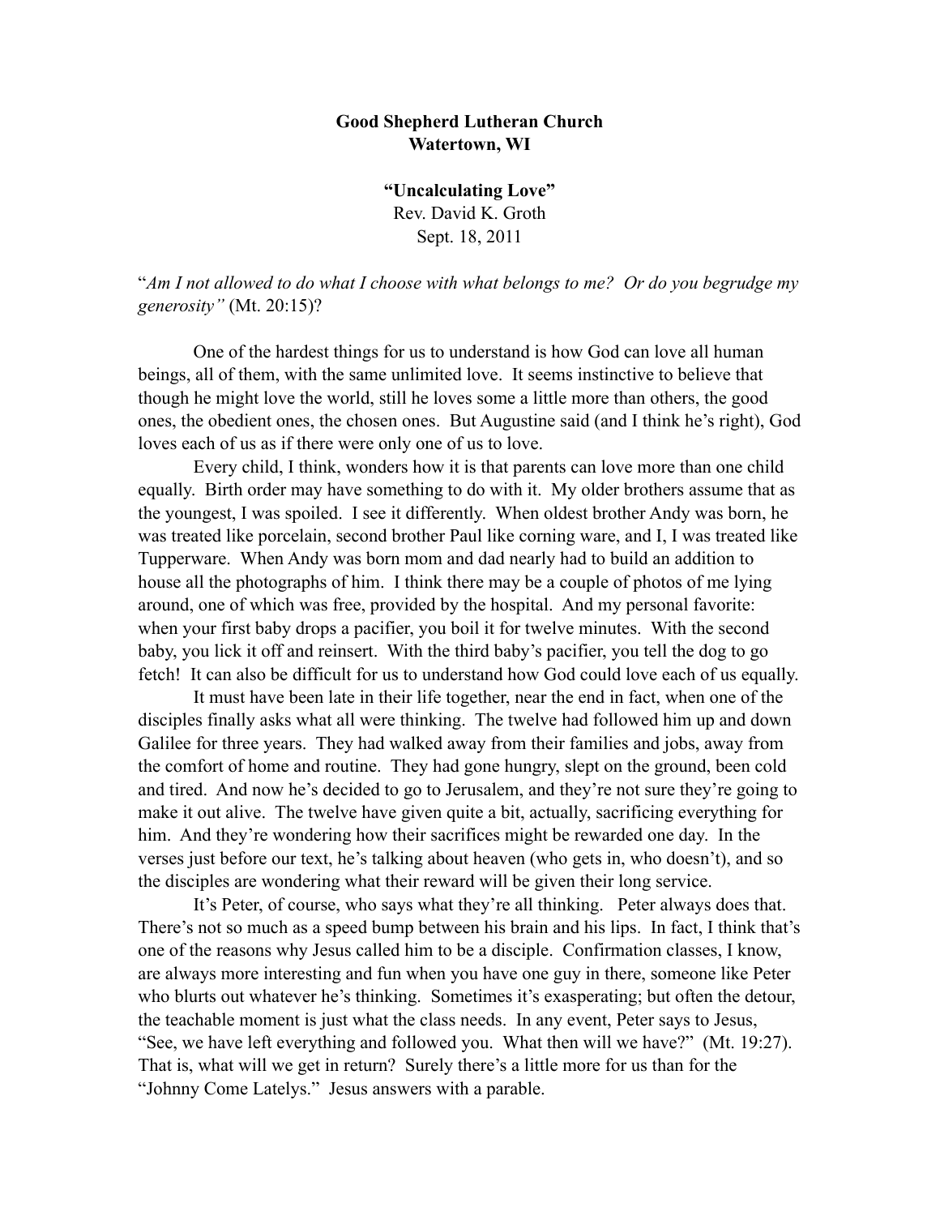**Good Shepherd Lutheran Church**
**Watertown, WI**

**"Uncalculating Love"**
Rev. David K. Groth
Sept. 18, 2011

"*Am I not allowed to do what I choose with what belongs to me? Or do you begrudge my generosity"* (Mt. 20:15)?

One of the hardest things for us to understand is how God can love all human beings, all of them, with the same unlimited love. It seems instinctive to believe that though he might love the world, still he loves some a little more than others, the good ones, the obedient ones, the chosen ones. But Augustine said (and I think he's right), God loves each of us as if there were only one of us to love.

Every child, I think, wonders how it is that parents can love more than one child equally. Birth order may have something to do with it. My older brothers assume that as the youngest, I was spoiled. I see it differently. When oldest brother Andy was born, he was treated like porcelain, second brother Paul like corning ware, and I, I was treated like Tupperware. When Andy was born mom and dad nearly had to build an addition to house all the photographs of him. I think there may be a couple of photos of me lying around, one of which was free, provided by the hospital. And my personal favorite: when your first baby drops a pacifier, you boil it for twelve minutes. With the second baby, you lick it off and reinsert. With the third baby's pacifier, you tell the dog to go fetch! It can also be difficult for us to understand how God could love each of us equally.

It must have been late in their life together, near the end in fact, when one of the disciples finally asks what all were thinking. The twelve had followed him up and down Galilee for three years. They had walked away from their families and jobs, away from the comfort of home and routine. They had gone hungry, slept on the ground, been cold and tired. And now he's decided to go to Jerusalem, and they're not sure they're going to make it out alive. The twelve have given quite a bit, actually, sacrificing everything for him. And they're wondering how their sacrifices might be rewarded one day. In the verses just before our text, he's talking about heaven (who gets in, who doesn't), and so the disciples are wondering what their reward will be given their long service.

It's Peter, of course, who says what they're all thinking. Peter always does that. There's not so much as a speed bump between his brain and his lips. In fact, I think that's one of the reasons why Jesus called him to be a disciple. Confirmation classes, I know, are always more interesting and fun when you have one guy in there, someone like Peter who blurts out whatever he's thinking. Sometimes it's exasperating; but often the detour, the teachable moment is just what the class needs. In any event, Peter says to Jesus, "See, we have left everything and followed you. What then will we have?" (Mt. 19:27). That is, what will we get in return? Surely there's a little more for us than for the "Johnny Come Latelys." Jesus answers with a parable.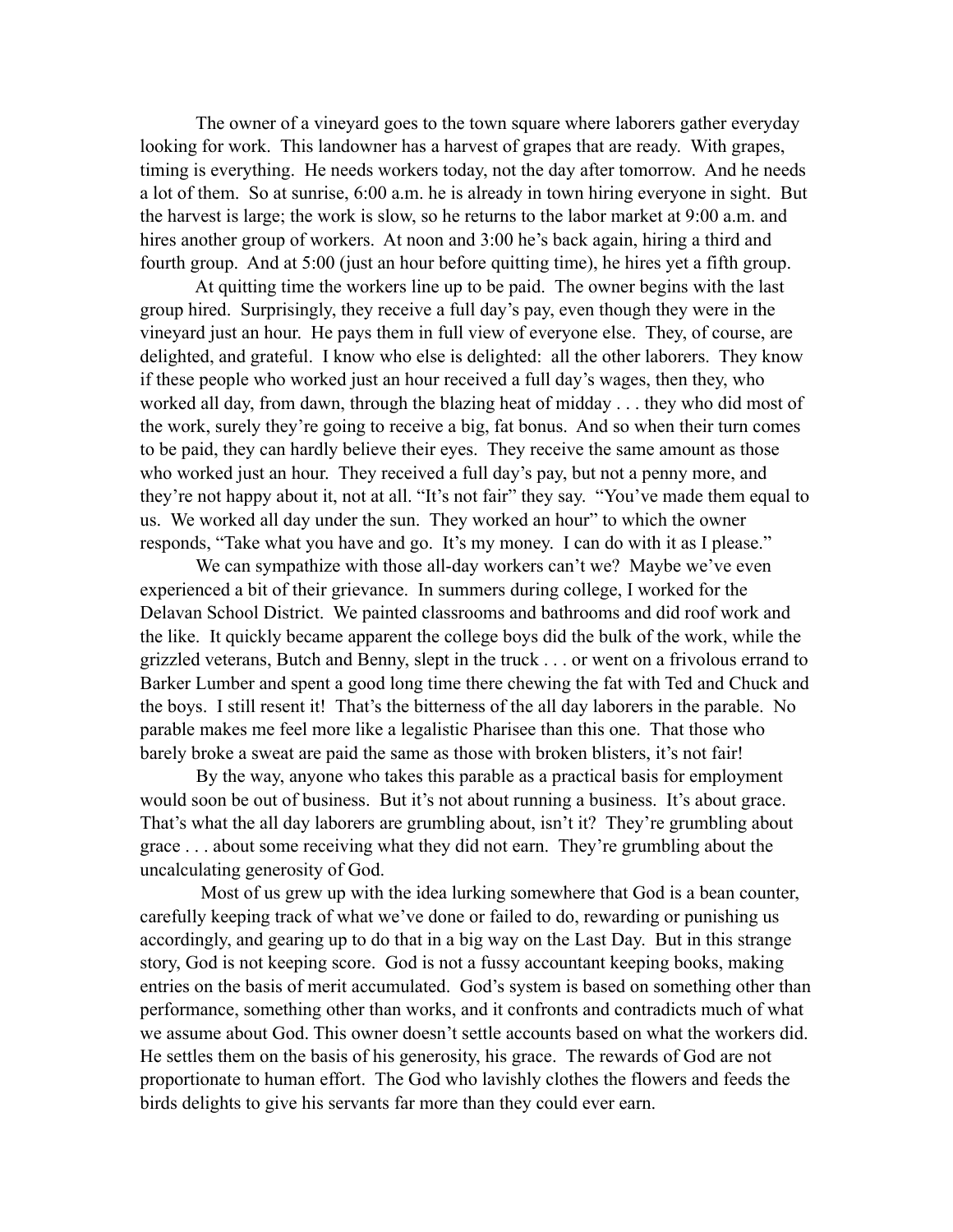The owner of a vineyard goes to the town square where laborers gather everyday looking for work. This landowner has a harvest of grapes that are ready. With grapes, timing is everything. He needs workers today, not the day after tomorrow. And he needs a lot of them. So at sunrise, 6:00 a.m. he is already in town hiring everyone in sight. But the harvest is large; the work is slow, so he returns to the labor market at 9:00 a.m. and hires another group of workers. At noon and 3:00 he's back again, hiring a third and fourth group. And at 5:00 (just an hour before quitting time), he hires yet a fifth group.

At quitting time the workers line up to be paid. The owner begins with the last group hired. Surprisingly, they receive a full day's pay, even though they were in the vineyard just an hour. He pays them in full view of everyone else. They, of course, are delighted, and grateful. I know who else is delighted: all the other laborers. They know if these people who worked just an hour received a full day's wages, then they, who worked all day, from dawn, through the blazing heat of midday . . . they who did most of the work, surely they're going to receive a big, fat bonus. And so when their turn comes to be paid, they can hardly believe their eyes. They receive the same amount as those who worked just an hour. They received a full day's pay, but not a penny more, and they're not happy about it, not at all. "It's not fair" they say. "You've made them equal to us. We worked all day under the sun. They worked an hour" to which the owner responds, "Take what you have and go. It's my money. I can do with it as I please."

We can sympathize with those all-day workers can't we? Maybe we've even experienced a bit of their grievance. In summers during college, I worked for the Delavan School District. We painted classrooms and bathrooms and did roof work and the like. It quickly became apparent the college boys did the bulk of the work, while the grizzled veterans, Butch and Benny, slept in the truck . . . or went on a frivolous errand to Barker Lumber and spent a good long time there chewing the fat with Ted and Chuck and the boys. I still resent it! That's the bitterness of the all day laborers in the parable. No parable makes me feel more like a legalistic Pharisee than this one. That those who barely broke a sweat are paid the same as those with broken blisters, it's not fair!

By the way, anyone who takes this parable as a practical basis for employment would soon be out of business. But it's not about running a business. It's about grace. That's what the all day laborers are grumbling about, isn't it? They're grumbling about grace . . . about some receiving what they did not earn. They're grumbling about the uncalculating generosity of God.

Most of us grew up with the idea lurking somewhere that God is a bean counter, carefully keeping track of what we've done or failed to do, rewarding or punishing us accordingly, and gearing up to do that in a big way on the Last Day. But in this strange story, God is not keeping score. God is not a fussy accountant keeping books, making entries on the basis of merit accumulated. God's system is based on something other than performance, something other than works, and it confronts and contradicts much of what we assume about God. This owner doesn't settle accounts based on what the workers did. He settles them on the basis of his generosity, his grace. The rewards of God are not proportionate to human effort. The God who lavishly clothes the flowers and feeds the birds delights to give his servants far more than they could ever earn.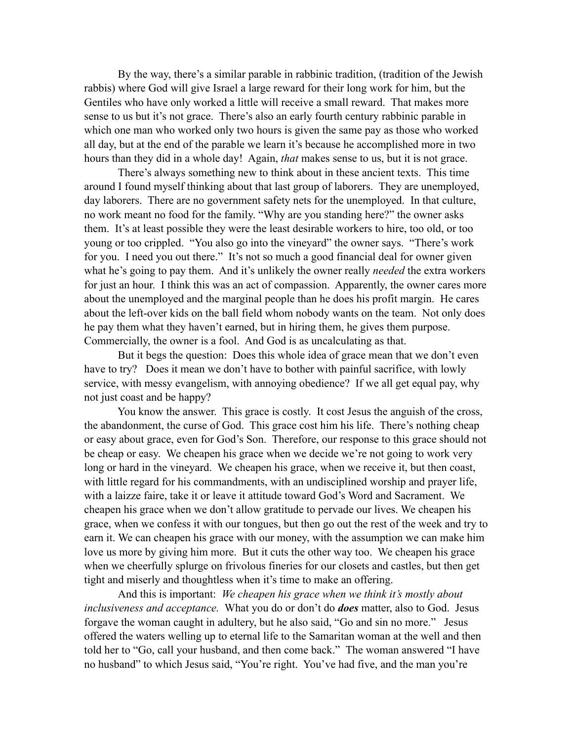By the way, there's a similar parable in rabbinic tradition, (tradition of the Jewish rabbis) where God will give Israel a large reward for their long work for him, but the Gentiles who have only worked a little will receive a small reward. That makes more sense to us but it's not grace. There's also an early fourth century rabbinic parable in which one man who worked only two hours is given the same pay as those who worked all day, but at the end of the parable we learn it's because he accomplished more in two hours than they did in a whole day! Again, *that* makes sense to us, but it is not grace.

There's always something new to think about in these ancient texts. This time around I found myself thinking about that last group of laborers. They are unemployed, day laborers. There are no government safety nets for the unemployed. In that culture, no work meant no food for the family. "Why are you standing here?" the owner asks them. It's at least possible they were the least desirable workers to hire, too old, or too young or too crippled. "You also go into the vineyard" the owner says. "There's work for you. I need you out there." It's not so much a good financial deal for owner given what he's going to pay them. And it's unlikely the owner really *needed* the extra workers for just an hour. I think this was an act of compassion. Apparently, the owner cares more about the unemployed and the marginal people than he does his profit margin. He cares about the left-over kids on the ball field whom nobody wants on the team. Not only does he pay them what they haven't earned, but in hiring them, he gives them purpose. Commercially, the owner is a fool. And God is as uncalculating as that.

But it begs the question: Does this whole idea of grace mean that we don't even have to try? Does it mean we don't have to bother with painful sacrifice, with lowly service, with messy evangelism, with annoying obedience? If we all get equal pay, why not just coast and be happy?

You know the answer. This grace is costly. It cost Jesus the anguish of the cross, the abandonment, the curse of God. This grace cost him his life. There's nothing cheap or easy about grace, even for God's Son. Therefore, our response to this grace should not be cheap or easy. We cheapen his grace when we decide we're not going to work very long or hard in the vineyard. We cheapen his grace, when we receive it, but then coast, with little regard for his commandments, with an undisciplined worship and prayer life, with a laizze faire, take it or leave it attitude toward God's Word and Sacrament. We cheapen his grace when we don't allow gratitude to pervade our lives. We cheapen his grace, when we confess it with our tongues, but then go out the rest of the week and try to earn it. We can cheapen his grace with our money, with the assumption we can make him love us more by giving him more. But it cuts the other way too. We cheapen his grace when we cheerfully splurge on frivolous fineries for our closets and castles, but then get tight and miserly and thoughtless when it's time to make an offering.

And this is important: *We cheapen his grace when we think it's mostly about inclusiveness and acceptance.* What you do or don't do ***does*** matter, also to God. Jesus forgave the woman caught in adultery, but he also said, "Go and sin no more." Jesus offered the waters welling up to eternal life to the Samaritan woman at the well and then told her to "Go, call your husband, and then come back." The woman answered "I have no husband" to which Jesus said, "You're right. You've had five, and the man you're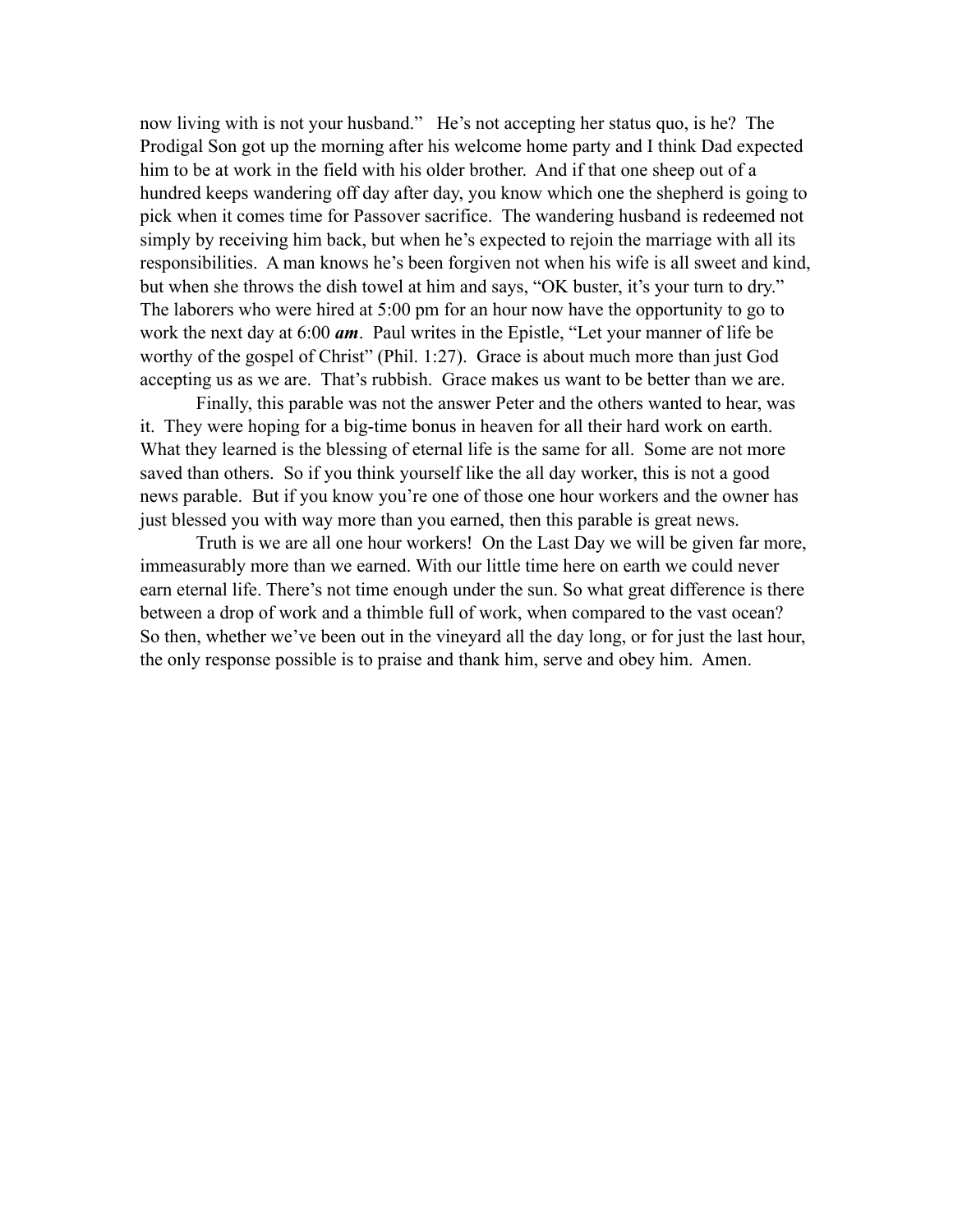now living with is not your husband." He's not accepting her status quo, is he? The Prodigal Son got up the morning after his welcome home party and I think Dad expected him to be at work in the field with his older brother. And if that one sheep out of a hundred keeps wandering off day after day, you know which one the shepherd is going to pick when it comes time for Passover sacrifice. The wandering husband is redeemed not simply by receiving him back, but when he's expected to rejoin the marriage with all its responsibilities. A man knows he's been forgiven not when his wife is all sweet and kind, but when she throws the dish towel at him and says, "OK buster, it's your turn to dry." The laborers who were hired at 5:00 pm for an hour now have the opportunity to go to work the next day at 6:00 ***am***. Paul writes in the Epistle, "Let your manner of life be worthy of the gospel of Christ" (Phil. 1:27). Grace is about much more than just God accepting us as we are. That's rubbish. Grace makes us want to be better than we are.

Finally, this parable was not the answer Peter and the others wanted to hear, was it. They were hoping for a big-time bonus in heaven for all their hard work on earth. What they learned is the blessing of eternal life is the same for all. Some are not more saved than others. So if you think yourself like the all day worker, this is not a good news parable. But if you know you're one of those one hour workers and the owner has just blessed you with way more than you earned, then this parable is great news.

Truth is we are all one hour workers! On the Last Day we will be given far more, immeasurably more than we earned. With our little time here on earth we could never earn eternal life. There's not time enough under the sun. So what great difference is there between a drop of work and a thimble full of work, when compared to the vast ocean? So then, whether we've been out in the vineyard all the day long, or for just the last hour, the only response possible is to praise and thank him, serve and obey him. Amen.